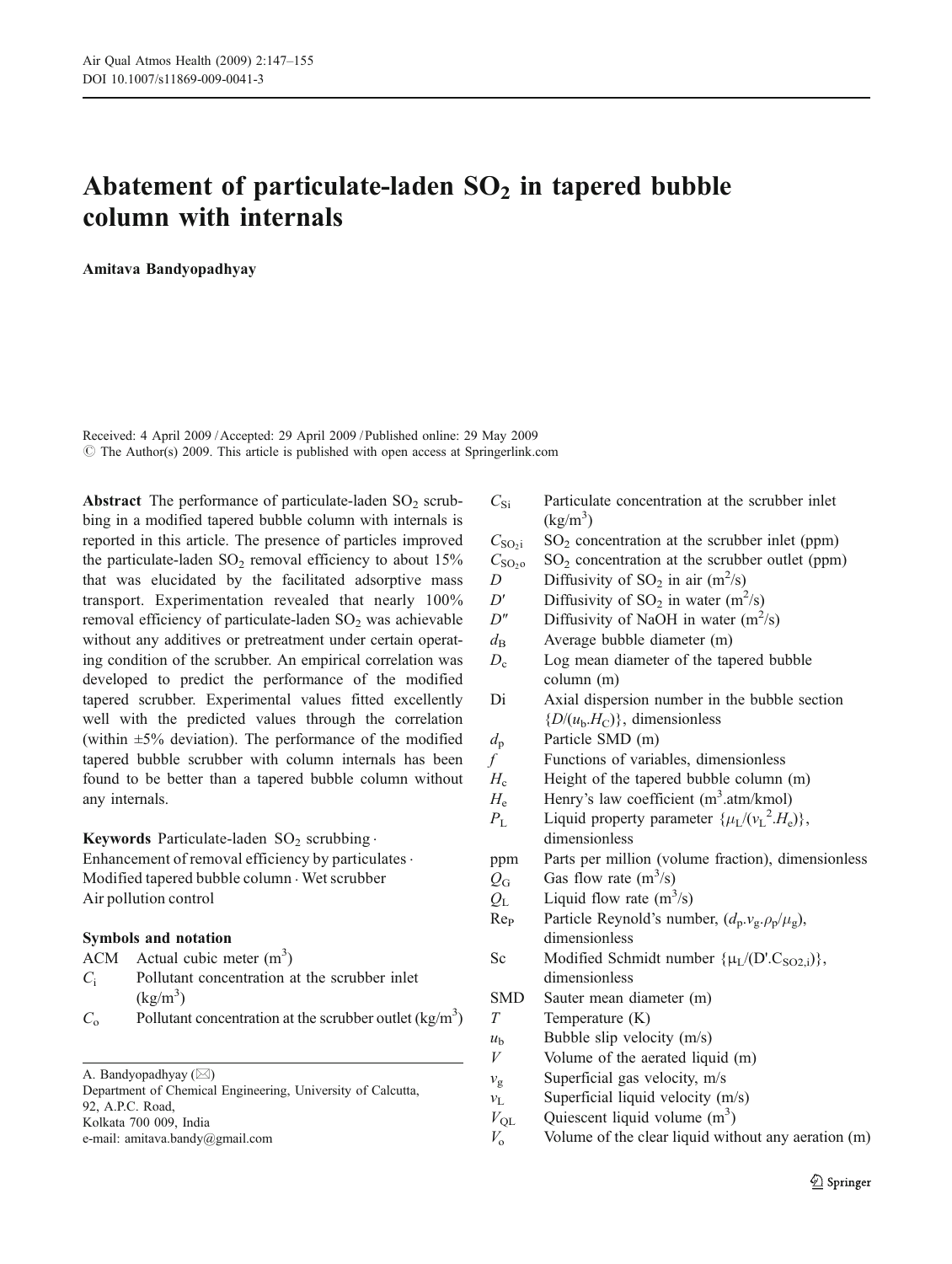# Abatement of particulate-laden $SO_2$ in tapered bubble column with internals

**Amitava Bandyopadhyay**

Received: 4 April 2009 / Accepted: 29 April 2009 / Published online: 29 May 2009
© The Author(s) 2009. This article is published with open access at Springerlink.com

**Abstract** The performance of particulate-laden $SO_2$ scrubbing in a modified tapered bubble column with internals is reported in this article. The presence of particles improved the particulate-laden $SO_2$ removal efficiency to about 15% that was elucidated by the facilitated adsorptive mass transport. Experimentation revealed that nearly 100% removal efficiency of particulate-laden $SO_2$ was achievable without any additives or pretreatment under certain operating condition of the scrubber. An empirical correlation was developed to predict the performance of the modified tapered scrubber. Experimental values fitted excellently well with the predicted values through the correlation (within ±5% deviation). The performance of the modified tapered bubble scrubber with column internals has been found to be better than a tapered bubble column without any internals.

**Keywords** Particulate-laden $SO_2$ scrubbing · Enhancement of removal efficiency by particulates · Modified tapered bubble column · Wet scrubber Air pollution control

A. Bandyopadhyay (✉)
Department of Chemical Engineering, University of Calcutta,
92, A.P.C. Road,
Kolkata 700 009, India
e-mail: amitava.bandy@gmail.com

### Symbols and notation

| | |
|---|---|
| ACM | Actual cubic meter ($m^3$) |
| $C_i$ | Pollutant concentration at the scrubber inlet ($kg/m^3$) |
| $C_o$ | Pollutant concentration at the scrubber outlet ($kg/m^3$) |
| $C_{Si}$ | Particulate concentration at the scrubber inlet ($kg/m^3$) |
| $C_{SO_2i}$ | $SO_2$ concentration at the scrubber inlet (ppm) |
| $C_{SO_2o}$ | $SO_2$ concentration at the scrubber outlet (ppm) |
| $D$ | Diffusivity of $SO_2$ in air ($m^2/s$) |
| $D'$ | Diffusivity of $SO_2$ in water ($m^2/s$) |
| $D''$ | Diffusivity of NaOH in water ($m^2/s$) |
| $d_B$ | Average bubble diameter (m) |
| $D_c$ | Log mean diameter of the tapered bubble column (m) |
| Di | Axial dispersion number in the bubble section $\{D/(u_b.H_C)\}$, dimensionless |
| $d_p$ | Particle SMD (m) |
| $f$ | Functions of variables, dimensionless |
| $H_c$ | Height of the tapered bubble column (m) |
| $H_e$ | Henry's law coefficient ($m^3$.atm/kmol) |
| $P_L$ | Liquid property parameter $\{\mu_L/(v_L^2.H_e)\}$, dimensionless |
| ppm | Parts per million (volume fraction), dimensionless |
| $Q_G$ | Gas flow rate ($m^3/s$) |
| $Q_L$ | Liquid flow rate ($m^3/s$) |
| $Re_P$ | Particle Reynold's number, $(d_p.v_g.\rho_p/\mu_g)$, dimensionless |
| Sc | Modified Schmidt number $\{\mu_L/(D'.C_{SO2,i})\}$, dimensionless |
| SMD | Sauter mean diameter (m) |
| $T$ | Temperature (K) |
| $u_b$ | Bubble slip velocity (m/s) |
| $V$ | Volume of the aerated liquid (m) |
| $v_g$ | Superficial gas velocity, m/s |
| $v_L$ | Superficial liquid velocity (m/s) |
| $V_{QL}$ | Quiescent liquid volume ($m^3$) |
| $V_o$ | Volume of the clear liquid without any aeration (m) |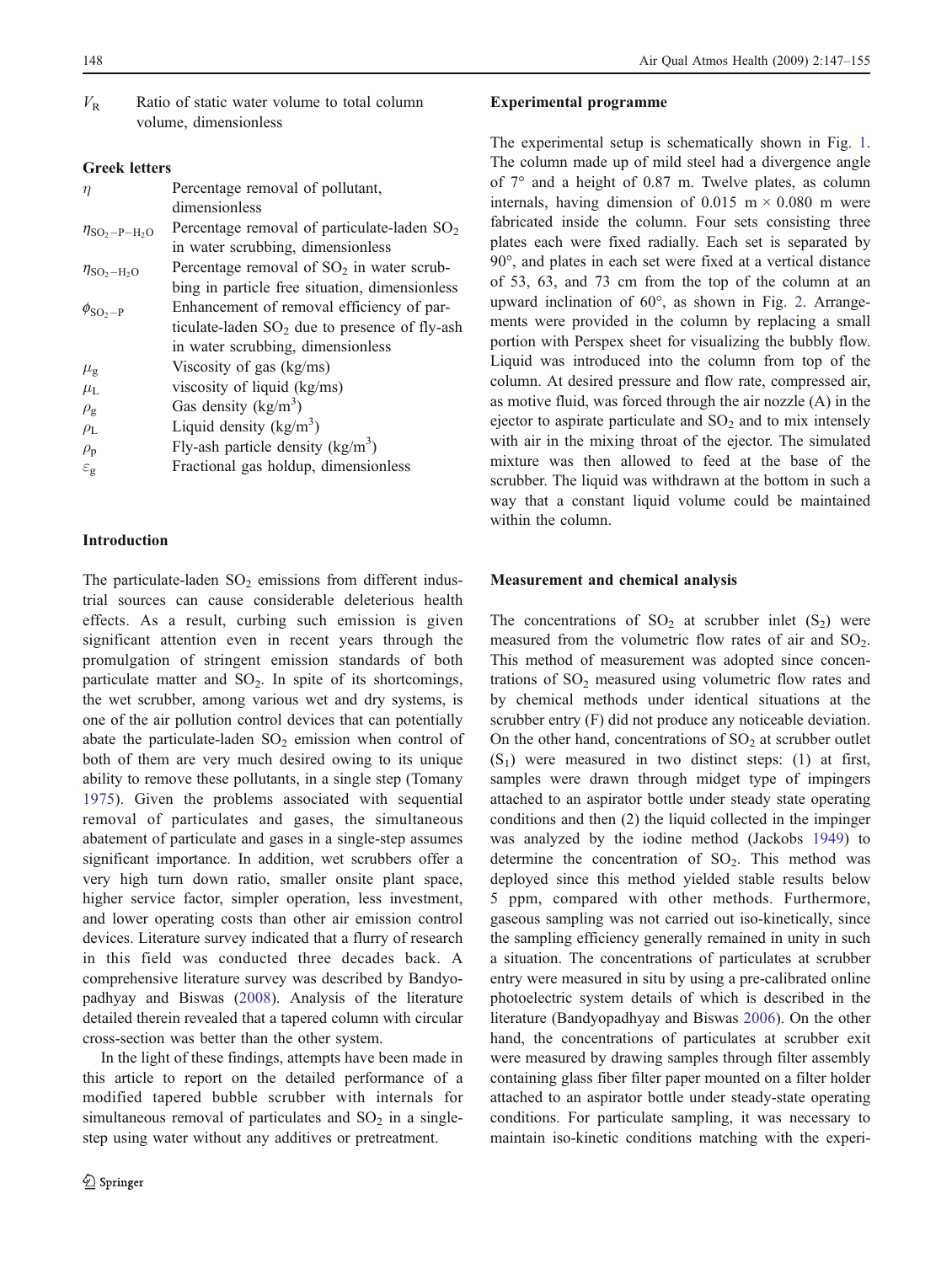$V_R$ Ratio of static water volume to total column volume, dimensionless

**Greek letters**

| | |
|---|---|
| $\eta$ | Percentage removal of pollutant, dimensionless |
| $\eta_{SO_2-P-H_2O}$ | Percentage removal of particulate-laden $SO_2$ in water scrubbing, dimensionless |
| $\eta_{SO_2-H_2O}$ | Percentage removal of $SO_2$ in water scrubbing in particle free situation, dimensionless |
| $\phi_{SO_2-P}$ | Enhancement of removal efficiency of particulate-laden $SO_2$ due to presence of fly-ash in water scrubbing, dimensionless |
| $\mu_g$ | Viscosity of gas (kg/ms) |
| $\mu_L$ | viscosity of liquid (kg/ms) |
| $\rho_g$ | Gas density (kg/m$^3$) |
| $\rho_L$ | Liquid density (kg/m$^3$) |
| $\rho_p$ | Fly-ash particle density (kg/m$^3$) |
| $\varepsilon_g$ | Fractional gas holdup, dimensionless |

## Introduction

The particulate-laden $SO_2$ emissions from different industrial sources can cause considerable deleterious health effects. As a result, curbing such emission is given significant attention even in recent years through the promulgation of stringent emission standards of both particulate matter and $SO_2$. In spite of its shortcomings, the wet scrubber, among various wet and dry systems, is one of the air pollution control devices that can potentially abate the particulate-laden $SO_2$ emission when control of both of them are very much desired owing to its unique ability to remove these pollutants, in a single step (Tomany 1975). Given the problems associated with sequential removal of particulates and gases, the simultaneous abatement of particulate and gases in a single-step assumes significant importance. In addition, wet scrubbers offer a very high turn down ratio, smaller onsite plant space, higher service factor, simpler operation, less investment, and lower operating costs than other air emission control devices. Literature survey indicated that a flurry of research in this field was conducted three decades back. A comprehensive literature survey was described by Bandyopadhyay and Biswas (2008). Analysis of the literature detailed therein revealed that a tapered column with circular cross-section was better than the other system.

In the light of these findings, attempts have been made in this article to report on the detailed performance of a modified tapered bubble scrubber with internals for simultaneous removal of particulates and $SO_2$ in a single-step using water without any additives or pretreatment.

## Experimental programme

The experimental setup is schematically shown in Fig. 1. The column made up of mild steel had a divergence angle of 7° and a height of 0.87 m. Twelve plates, as column internals, having dimension of 0.015 m × 0.080 m were fabricated inside the column. Four sets consisting three plates each were fixed radially. Each set is separated by 90°, and plates in each set were fixed at a vertical distance of 53, 63, and 73 cm from the top of the column at an upward inclination of 60°, as shown in Fig. 2. Arrangements were provided in the column by replacing a small portion with Perspex sheet for visualizing the bubbly flow. Liquid was introduced into the column from top of the column. At desired pressure and flow rate, compressed air, as motive fluid, was forced through the air nozzle (A) in the ejector to aspirate particulate and $SO_2$ and to mix intensely with air in the mixing throat of the ejector. The simulated mixture was then allowed to feed at the base of the scrubber. The liquid was withdrawn at the bottom in such a way that a constant liquid volume could be maintained within the column.

## Measurement and chemical analysis

The concentrations of $SO_2$ at scrubber inlet ($S_2$) were measured from the volumetric flow rates of air and $SO_2$. This method of measurement was adopted since concentrations of $SO_2$ measured using volumetric flow rates and by chemical methods under identical situations at the scrubber entry (F) did not produce any noticeable deviation. On the other hand, concentrations of $SO_2$ at scrubber outlet ($S_1$) were measured in two distinct steps: (1) at first, samples were drawn through midget type of impingers attached to an aspirator bottle under steady state operating conditions and then (2) the liquid collected in the impinger was analyzed by the iodine method (Jackobs 1949) to determine the concentration of $SO_2$. This method was deployed since this method yielded stable results below 5 ppm, compared with other methods. Furthermore, gaseous sampling was not carried out iso-kinetically, since the sampling efficiency generally remained in unity in such a situation. The concentrations of particulates at scrubber entry were measured in situ by using a pre-calibrated online photoelectric system details of which is described in the literature (Bandyopadhyay and Biswas 2006). On the other hand, the concentrations of particulates at scrubber exit were measured by drawing samples through filter assembly containing glass fiber filter paper mounted on a filter holder attached to an aspirator bottle under steady-state operating conditions. For particulate sampling, it was necessary to maintain iso-kinetic conditions matching with the experi-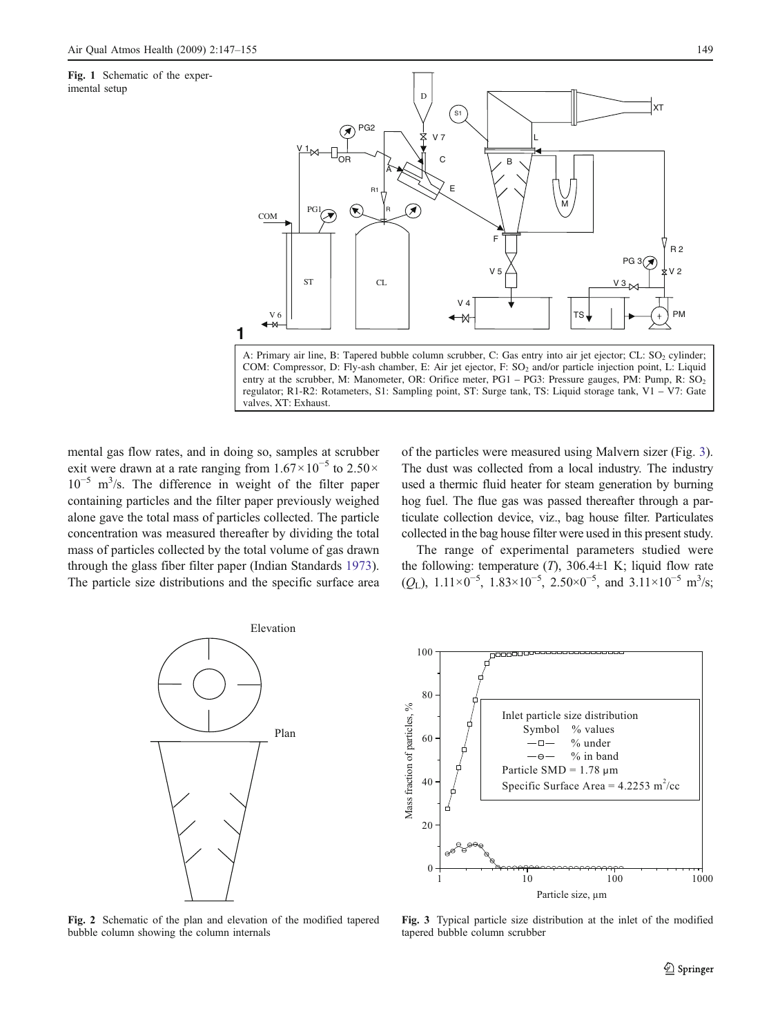Fig. 1 Schematic of the experimental setup

A: Primary air line, B: Tapered bubble column scrubber, C: Gas entry into air jet ejector; CL: $SO_2$ cylinder; COM: Compressor, D: Fly-ash chamber, E: Air jet ejector, F: $SO_2$ and/or particle injection point, L: Liquid entry at the scrubber, M: Manometer, OR: Orifice meter, PG1 – PG3: Pressure gauges, PM: Pump, R: $SO_2$ regulator; R1-R2: Rotameters, S1: Sampling point, ST: Surge tank, TS: Liquid storage tank, V1 – V7: Gate valves, XT: Exhaust.

mental gas flow rates, and in doing so, samples at scrubber exit were drawn at a rate ranging from $1.67\times10^{-5}$ to $2.50\times10^{-5}$ $m^3/s$. The difference in weight of the filter paper containing particles and the filter paper previously weighed alone gave the total mass of particles collected. The particle concentration was measured thereafter by dividing the total mass of particles collected by the total volume of gas drawn through the glass fiber filter paper (Indian Standards 1973). The particle size distributions and the specific surface area of the particles were measured using Malvern sizer (Fig. 3). The dust was collected from a local industry. The industry used a thermic fluid heater for steam generation by burning hog fuel. The flue gas was passed thereafter through a particulate collection device, viz., bag house filter. Particulates collected in the bag house filter were used in this present study.

The range of experimental parameters studied were the following: temperature ($T$), 306.4±1 K; liquid flow rate ($Q_L$), $1.11\times0^{-5}$, $1.83\times10^{-5}$, $2.50\times0^{-5}$, and $3.11\times10^{-5}$ $m^3/s$;

Fig. 2 Schematic of the plan and elevation of the modified tapered bubble column showing the column internals

Fig. 3 Typical particle size distribution at the inlet of the modified tapered bubble column scrubber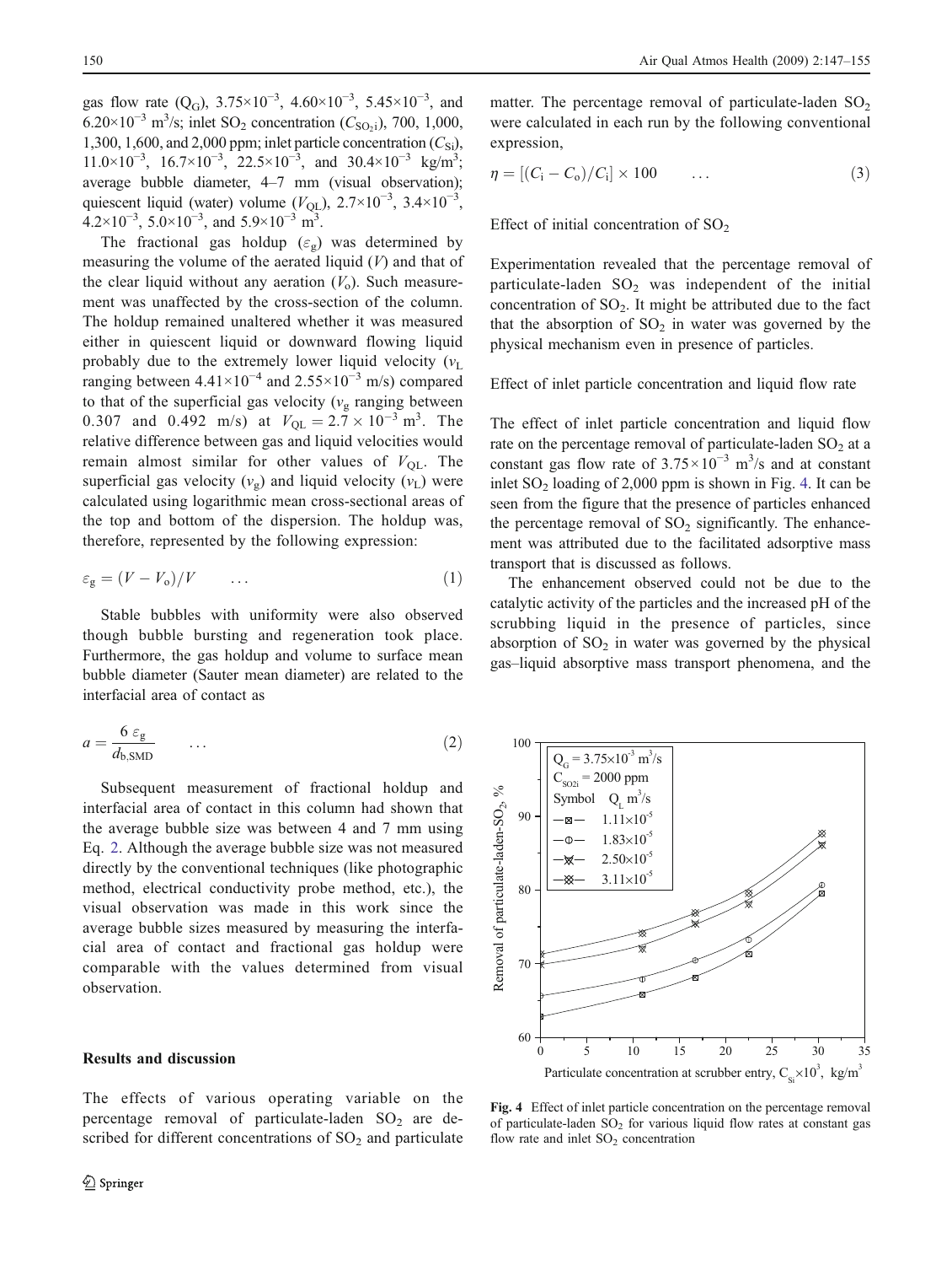gas flow rate ($Q_G$), $3.75\times10^{-3}$, $4.60\times10^{-3}$, $5.45\times10^{-3}$, and $6.20\times10^{-3}$ $m^3/s$; inlet $SO_2$ concentration ($C_{SO_2i}$), 700, 1,000, 1,300, 1,600, and 2,000 ppm; inlet particle concentration ($C_{Si}$), $11.0\times10^{-3}$, $16.7\times10^{-3}$, $22.5\times10^{-3}$, and $30.4\times10^{-3}$ $kg/m^3$; average bubble diameter, 4–7 mm (visual observation); quiescent liquid (water) volume ($V_{QL}$), $2.7\times10^{-3}$, $3.4\times10^{-3}$, $4.2\times10^{-3}$, $5.0\times10^{-3}$, and $5.9\times10^{-3}$ $m^3$.

The fractional gas holdup ($\varepsilon_g$) was determined by measuring the volume of the aerated liquid ($V$) and that of the clear liquid without any aeration ($V_o$). Such measurement was unaffected by the cross-section of the column. The holdup remained unaltered whether it was measured either in quiescent liquid or downward flowing liquid probably due to the extremely lower liquid velocity ($v_L$ ranging between $4.41\times10^{-4}$ and $2.55\times10^{-3}$ m/s) compared to that of the superficial gas velocity ($v_g$ ranging between 0.307 and 0.492 m/s) at $V_{QL} = 2.7\times10^{-3}$ $m^3$. The relative difference between gas and liquid velocities would remain almost similar for other values of $V_{QL}$. The superficial gas velocity ($v_g$) and liquid velocity ($v_L$) were calculated using logarithmic mean cross-sectional areas of the top and bottom of the dispersion. The holdup was, therefore, represented by the following expression:

$$\varepsilon_g = (V - V_o)/V \qquad \ldots \tag{1}$$

Stable bubbles with uniformity were also observed though bubble bursting and regeneration took place. Furthermore, the gas holdup and volume to surface mean bubble diameter (Sauter mean diameter) are related to the interfacial area of contact as

$$a = \frac{6\,\varepsilon_g}{d_{b,SMD}} \qquad \ldots \tag{2}$$

Subsequent measurement of fractional holdup and interfacial area of contact in this column had shown that the average bubble size was between 4 and 7 mm using Eq. 2. Although the average bubble size was not measured directly by the conventional techniques (like photographic method, electrical conductivity probe method, etc.), the visual observation was made in this work since the average bubble sizes measured by measuring the interfacial area of contact and fractional gas holdup were comparable with the values determined from visual observation.

## Results and discussion

The effects of various operating variable on the percentage removal of particulate-laden $SO_2$ are described for different concentrations of $SO_2$ and particulate matter. The percentage removal of particulate-laden $SO_2$ were calculated in each run by the following conventional expression,

$$\eta = [(C_i - C_o)/C_i] \times 100 \qquad \ldots \tag{3}$$

### Effect of initial concentration of $SO_2$

Experimentation revealed that the percentage removal of particulate-laden $SO_2$ was independent of the initial concentration of $SO_2$. It might be attributed due to the fact that the absorption of $SO_2$ in water was governed by the physical mechanism even in presence of particles.

### Effect of inlet particle concentration and liquid flow rate

The effect of inlet particle concentration and liquid flow rate on the percentage removal of particulate-laden $SO_2$ at a constant gas flow rate of $3.75\times10^{-3}$ $m^3/s$ and at constant inlet $SO_2$ loading of 2,000 ppm is shown in Fig. 4. It can be seen from the figure that the presence of particles enhanced the percentage removal of $SO_2$ significantly. The enhancement was attributed due to the facilitated adsorptive mass transport that is discussed as follows.

The enhancement observed could not be due to the catalytic activity of the particles and the increased pH of the scrubbing liquid in the presence of particles, since absorption of $SO_2$ in water was governed by the physical gas–liquid absorptive mass transport phenomena, and the

**Fig. 4** Effect of inlet particle concentration on the percentage removal of particulate-laden $SO_2$ for various liquid flow rates at constant gas flow rate and inlet $SO_2$ concentration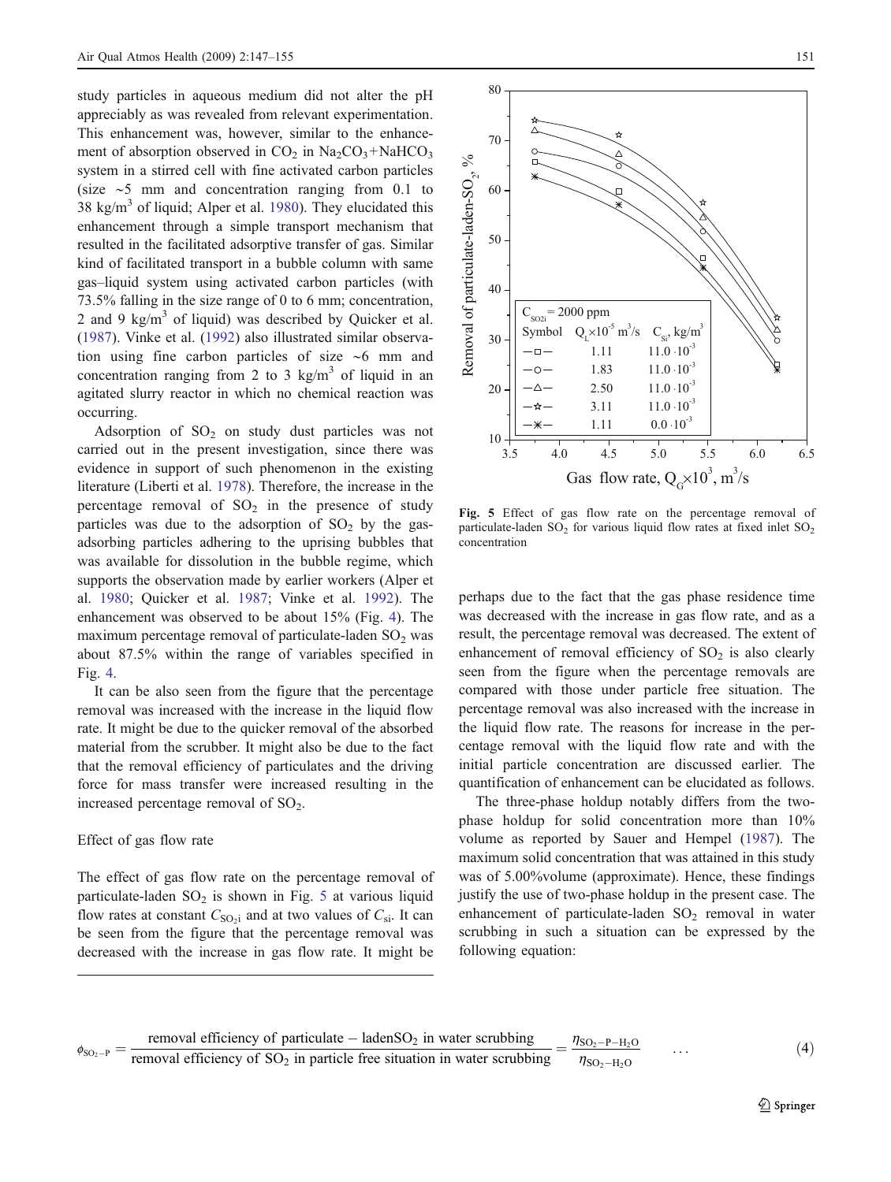study particles in aqueous medium did not alter the pH appreciably as was revealed from relevant experimentation. This enhancement was, however, similar to the enhancement of absorption observed in $CO_2$ in $Na_2CO_3$+$NaHCO_3$ system in a stirred cell with fine activated carbon particles (size ~5 mm and concentration ranging from 0.1 to 38 $kg/m^3$ of liquid; Alper et al. 1980). They elucidated this enhancement through a simple transport mechanism that resulted in the facilitated adsorptive transfer of gas. Similar kind of facilitated transport in a bubble column with same gas–liquid system using activated carbon particles (with 73.5% falling in the size range of 0 to 6 mm; concentration, 2 and 9 $kg/m^3$ of liquid) was described by Quicker et al. (1987). Vinke et al. (1992) also illustrated similar observation using fine carbon particles of size ~6 mm and concentration ranging from 2 to 3 $kg/m^3$ of liquid in an agitated slurry reactor in which no chemical reaction was occurring.

Adsorption of $SO_2$ on study dust particles was not carried out in the present investigation, since there was evidence in support of such phenomenon in the existing literature (Liberti et al. 1978). Therefore, the increase in the percentage removal of $SO_2$ in the presence of study particles was due to the adsorption of $SO_2$ by the gas-adsorbing particles adhering to the uprising bubbles that was available for dissolution in the bubble regime, which supports the observation made by earlier workers (Alper et al. 1980; Quicker et al. 1987; Vinke et al. 1992). The enhancement was observed to be about 15% (Fig. 4). The maximum percentage removal of particulate-laden $SO_2$ was about 87.5% within the range of variables specified in Fig. 4.

It can be also seen from the figure that the percentage removal was increased with the increase in the liquid flow rate. It might be due to the quicker removal of the absorbed material from the scrubber. It might also be due to the fact that the removal efficiency of particulates and the driving force for mass transfer were increased resulting in the increased percentage removal of $SO_2$.

### Effect of gas flow rate

The effect of gas flow rate on the percentage removal of particulate-laden $SO_2$ is shown in Fig. 5 at various liquid flow rates at constant $C_{SO_2i}$ and at two values of $C_{si}$. It can be seen from the figure that the percentage removal was decreased with the increase in gas flow rate. It might be perhaps due to the fact that the gas phase residence time was decreased with the increase in gas flow rate, and as a result, the percentage removal was decreased. The extent of enhancement of removal efficiency of $SO_2$ is also clearly seen from the figure when the percentage removals are compared with those under particle free situation. The percentage removal was also increased with the increase in the liquid flow rate. The reasons for increase in the percentage removal with the liquid flow rate and with the initial particle concentration are discussed earlier. The quantification of enhancement can be elucidated as follows.

**Fig. 5** Effect of gas flow rate on the percentage removal of particulate-laden $SO_2$ for various liquid flow rates at fixed inlet $SO_2$ concentration

The three-phase holdup notably differs from the two-phase holdup for solid concentration more than 10% volume as reported by Sauer and Hempel (1987). The maximum solid concentration that was attained in this study was of 5.00%volume (approximate). Hence, these findings justify the use of two-phase holdup in the present case. The enhancement of particulate-laden $SO_2$ removal in water scrubbing in such a situation can be expressed by the following equation:

$$\phi_{SO_2-P} = \frac{\text{removal efficiency of particulate} - \text{laden}SO_2 \text{ in water scrubbing}}{\text{removal efficiency of } SO_2 \text{ in particle free situation in water scrubbing}} = \frac{\eta_{SO_2-P-H_2O}}{\eta_{SO_2-H_2O}} \quad \ldots \quad (4)$$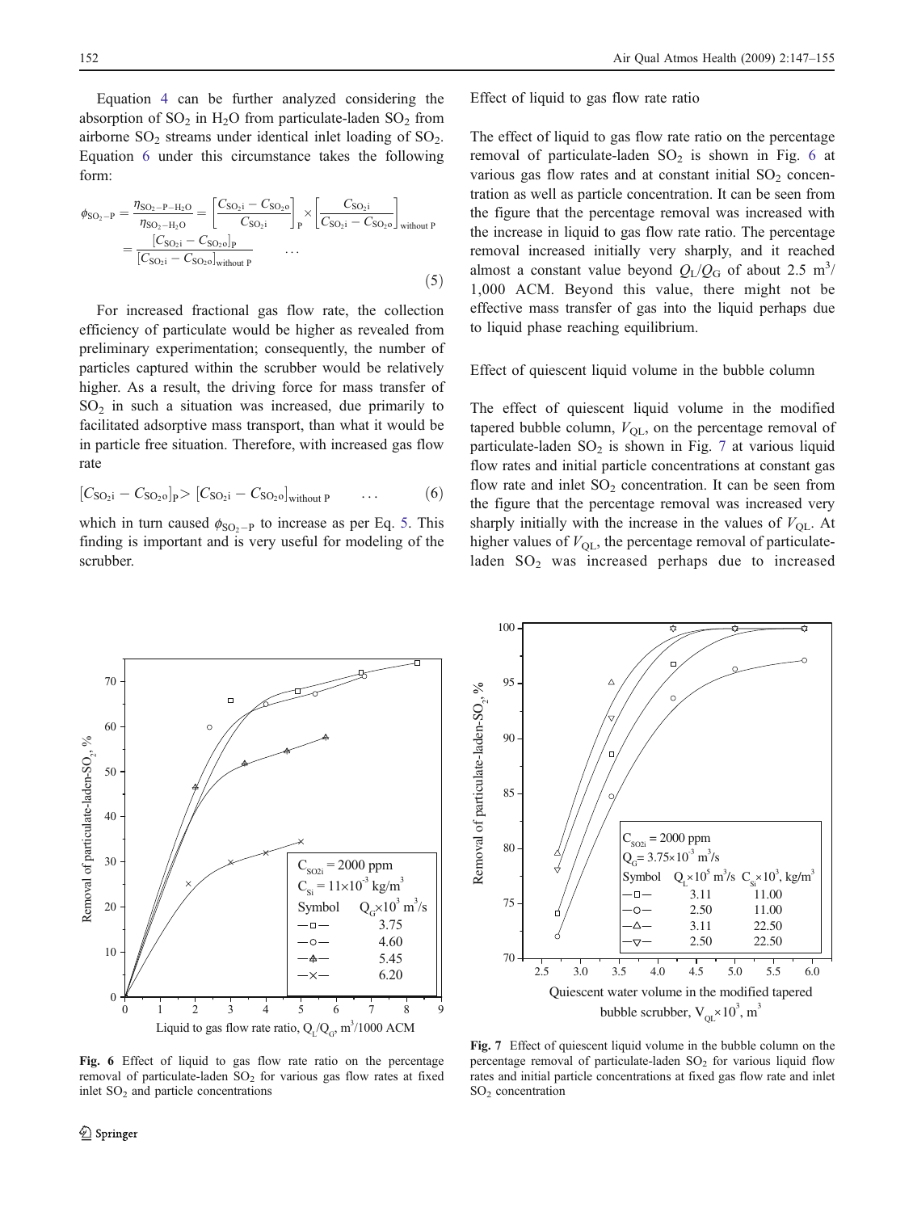Equation 4 can be further analyzed considering the absorption of $SO_2$ in $H_2O$ from particulate-laden $SO_2$ from airborne $SO_2$ streams under identical inlet loading of $SO_2$. Equation 6 under this circumstance takes the following form:

$$\phi_{SO_2-P} = \frac{\eta_{SO_2-P-H_2O}}{\eta_{SO_2-H_2O}} = \left[\frac{C_{SO_2i} - C_{SO_2o}}{C_{SO_2i}}\right]_P \times \left[\frac{C_{SO_2i}}{C_{SO_2i} - C_{SO_2o}}\right]_{\text{without P}} = \frac{[C_{SO_2i} - C_{SO_2o}]_P}{[C_{SO_2i} - C_{SO_2o}]_{\text{without P}}} \quad \ldots \tag{5}$$

For increased fractional gas flow rate, the collection efficiency of particulate would be higher as revealed from preliminary experimentation; consequently, the number of particles captured within the scrubber would be relatively higher. As a result, the driving force for mass transfer of $SO_2$ in such a situation was increased, due primarily to facilitated adsorptive mass transport, than what it would be in particle free situation. Therefore, with increased gas flow rate

$$[C_{SO_2i} - C_{SO_2o}]_P > [C_{SO_2i} - C_{SO_2o}]_{\text{without P}} \quad \ldots \tag{6}$$

which in turn caused $\phi_{SO_2-P}$ to increase as per Eq. 5. This finding is important and is very useful for modeling of the scrubber.

## Effect of liquid to gas flow rate ratio

The effect of liquid to gas flow rate ratio on the percentage removal of particulate-laden $SO_2$ is shown in Fig. 6 at various gas flow rates and at constant initial $SO_2$ concentration as well as particle concentration. It can be seen from the figure that the percentage removal was increased with the increase in liquid to gas flow rate ratio. The percentage removal increased initially very sharply, and it reached almost a constant value beyond $Q_L/Q_G$ of about 2.5 $m^3$/1,000 ACM. Beyond this value, there might not be effective mass transfer of gas into the liquid perhaps due to liquid phase reaching equilibrium.

## Effect of quiescent liquid volume in the bubble column

The effect of quiescent liquid volume in the modified tapered bubble column, $V_{QL}$, on the percentage removal of particulate-laden $SO_2$ is shown in Fig. 7 at various liquid flow rates and initial particle concentrations at constant gas flow rate and inlet $SO_2$ concentration. It can be seen from the figure that the percentage removal was increased very sharply initially with the increase in the values of $V_{QL}$. At higher values of $V_{QL}$, the percentage removal of particulate-laden $SO_2$ was increased perhaps due to increased

**Fig. 6** Effect of liquid to gas flow rate ratio on the percentage removal of particulate-laden $SO_2$ for various gas flow rates at fixed inlet $SO_2$ and particle concentrations

**Fig. 7** Effect of quiescent liquid volume in the bubble column on the percentage removal of particulate-laden $SO_2$ for various liquid flow rates and initial particle concentrations at fixed gas flow rate and inlet $SO_2$ concentration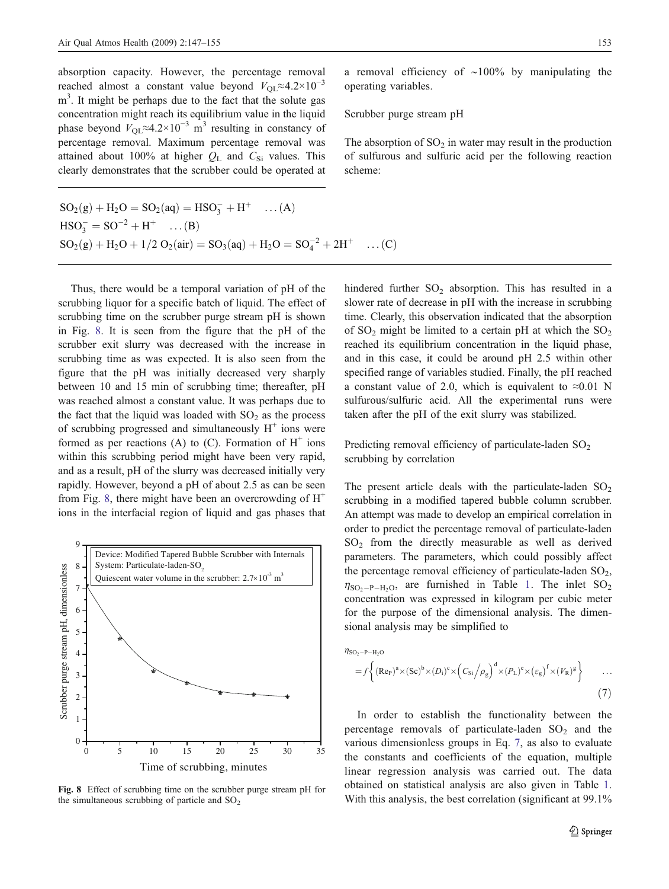absorption capacity. However, the percentage removal reached almost a constant value beyond $V_{QL}\approx4.2\times10^{-3}$ m$^3$. It might be perhaps due to the fact that the solute gas concentration might reach its equilibrium value in the liquid phase beyond $V_{QL}\approx4.2\times10^{-3}$ m$^3$ resulting in constancy of percentage removal. Maximum percentage removal was attained about 100% at higher $Q_L$ and $C_{Si}$ values. This clearly demonstrates that the scrubber could be operated at a removal efficiency of ~100% by manipulating the operating variables.

## Scrubber purge stream pH

The absorption of $SO_2$ in water may result in the production of sulfurous and sulfuric acid per the following reaction scheme:

$$SO_2(g) + H_2O = SO_2(aq) = HSO_3^- + H^+ \quad \ldots(A)$$

$$HSO_3^- = SO^{-2} + H^+ \quad \ldots(B)$$

$$SO_2(g) + H_2O + 1/2\,O_2(air) = SO_3(aq) + H_2O = SO_4^{-2} + 2H^+ \quad \ldots(C)$$

Thus, there would be a temporal variation of pH of the scrubbing liquor for a specific batch of liquid. The effect of scrubbing time on the scrubber purge stream pH is shown in Fig. 8. It is seen from the figure that the pH of the scrubber exit slurry was decreased with the increase in scrubbing time as was expected. It is also seen from the figure that the pH was initially decreased very sharply between 10 and 15 min of scrubbing time; thereafter, pH was reached almost a constant value. It was perhaps due to the fact that the liquid was loaded with $SO_2$ as the process of scrubbing progressed and simultaneously $H^+$ ions were formed as per reactions (A) to (C). Formation of $H^+$ ions within this scrubbing period might have been very rapid, and as a result, pH of the slurry was decreased initially very rapidly. However, beyond a pH of about 2.5 as can be seen from Fig. 8, there might have been an overcrowding of $H^+$ ions in the interfacial region of liquid and gas phases that hindered further $SO_2$ absorption. This has resulted in a slower rate of decrease in pH with the increase in scrubbing time. Clearly, this observation indicated that the absorption of $SO_2$ might be limited to a certain pH at which the $SO_2$ reached its equilibrium concentration in the liquid phase, and in this case, it could be around pH 2.5 within other specified range of variables studied. Finally, the pH reached a constant value of 2.0, which is equivalent to ≈0.01 N sulfurous/sulfuric acid. All the experimental runs were taken after the pH of the exit slurry was stabilized.

**Fig. 8** Effect of scrubbing time on the scrubber purge stream pH for the simultaneous scrubbing of particle and $SO_2$

## Predicting removal efficiency of particulate-laden $SO_2$ scrubbing by correlation

The present article deals with the particulate-laden $SO_2$ scrubbing in a modified tapered bubble column scrubber. An attempt was made to develop an empirical correlation in order to predict the percentage removal of particulate-laden $SO_2$ from the directly measurable as well as derived parameters. The parameters, which could possibly affect the percentage removal efficiency of particulate-laden $SO_2$, $\eta_{SO_2-P-H_2O}$, are furnished in Table 1. The inlet $SO_2$ concentration was expressed in kilogram per cubic meter for the purpose of the dimensional analysis. The dimensional analysis may be simplified to

$$\eta_{SO_2-P-H_2O} = f\left\{(Re_P)^a\times(Sc)^b\times(D_i)^c\times\left(C_{Si}/\rho_g\right)^d\times(P_L)^e\times(\varepsilon_g)^f\times(V_R)^g\right\} \quad \ldots(7)$$

In order to establish the functionality between the percentage removals of particulate-laden $SO_2$ and the various dimensionless groups in Eq. 7, as also to evaluate the constants and coefficients of the equation, multiple linear regression analysis was carried out. The data obtained on statistical analysis are also given in Table 1. With this analysis, the best correlation (significant at 99.1%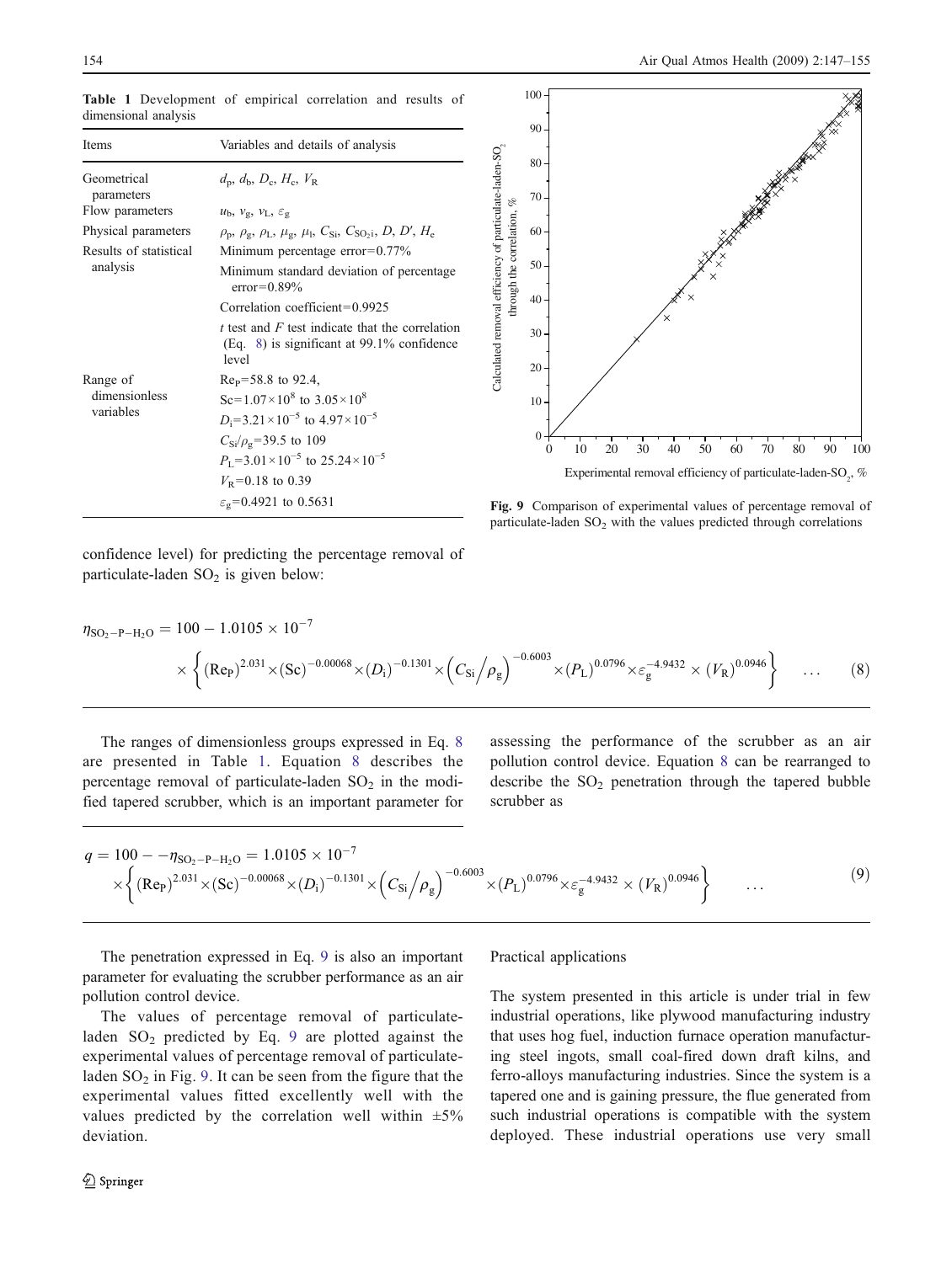**Table 1** Development of empirical correlation and results of dimensional analysis

| Items | Variables and details of analysis |
| --- | --- |
| Geometrical parameters | $d_p$, $d_b$, $D_c$, $H_c$, $V_R$ |
| Flow parameters | $u_b$, $v_g$, $v_L$, $\varepsilon_g$ |
| Physical parameters | $\rho_p$, $\rho_g$, $\rho_L$, $\mu_g$, $\mu_l$, $C_{Si}$, $C_{SO_2i}$, $D$, $D'$, $H_c$ |
| Results of statistical analysis | Minimum percentage error=0.77% |
| | Minimum standard deviation of percentage error=0.89% |
| | Correlation coefficient=0.9925 |
| | $t$ test and $F$ test indicate that the correlation (Eq. 8) is significant at 99.1% confidence level |
| Range of dimensionless variables | $Re_P$=58.8 to 92.4, |
| | $Sc=1.07\times10^8$ to $3.05\times10^8$ |
| | $D_i=3.21\times10^{-5}$ to $4.97\times10^{-5}$ |
| | $C_{Si}/\rho_g$=39.5 to 109 |
| | $P_L=3.01\times10^{-5}$ to $25.24\times10^{-5}$ |
| | $V_R$=0.18 to 0.39 |
| | $\varepsilon_g$=0.4921 to 0.5631 |

Fig. 9 Comparison of experimental values of percentage removal of particulate-laden $SO_2$ with the values predicted through correlations

confidence level) for predicting the percentage removal of particulate-laden $SO_2$ is given below:

$$\eta_{SO_2-P-H_2O} = 100 - 1.0105\times10^{-7} \times\left\{(\mathrm{Re_P})^{2.031}\times(\mathrm{Sc})^{-0.00068}\times(D_i)^{-0.1301}\times\left(C_{Si}/\rho_g\right)^{-0.6003}\times(P_L)^{0.0796}\times\varepsilon_g^{-4.9432}\times(V_R)^{0.0946}\right\} \quad \ldots \quad (8)$$

The ranges of dimensionless groups expressed in Eq. 8 are presented in Table 1. Equation 8 describes the percentage removal of particulate-laden $SO_2$ in the modified tapered scrubber, which is an important parameter for assessing the performance of the scrubber as an air pollution control device. Equation 8 can be rearranged to describe the $SO_2$ penetration through the tapered bubble scrubber as

$$q = 100 - -\eta_{SO_2-P-H_2O} = 1.0105\times10^{-7} \times\left\{(\mathrm{Re_P})^{2.031}\times(\mathrm{Sc})^{-0.00068}\times(D_i)^{-0.1301}\times\left(C_{Si}/\rho_g\right)^{-0.6003}\times(P_L)^{0.0796}\times\varepsilon_g^{-4.9432}\times(V_R)^{0.0946}\right\} \quad \ldots \quad (9)$$

The penetration expressed in Eq. 9 is also an important parameter for evaluating the scrubber performance as an air pollution control device.

The values of percentage removal of particulate-laden $SO_2$ predicted by Eq. 9 are plotted against the experimental values of percentage removal of particulate-laden $SO_2$ in Fig. 9. It can be seen from the figure that the experimental values fitted excellently well with the values predicted by the correlation well within ±5% deviation.

### Practical applications

The system presented in this article is under trial in few industrial operations, like plywood manufacturing industry that uses hog fuel, induction furnace operation manufacturing steel ingots, small coal-fired down draft kilns, and ferro-alloys manufacturing industries. Since the system is a tapered one and is gaining pressure, the flue generated from such industrial operations is compatible with the system deployed. These industrial operations use very small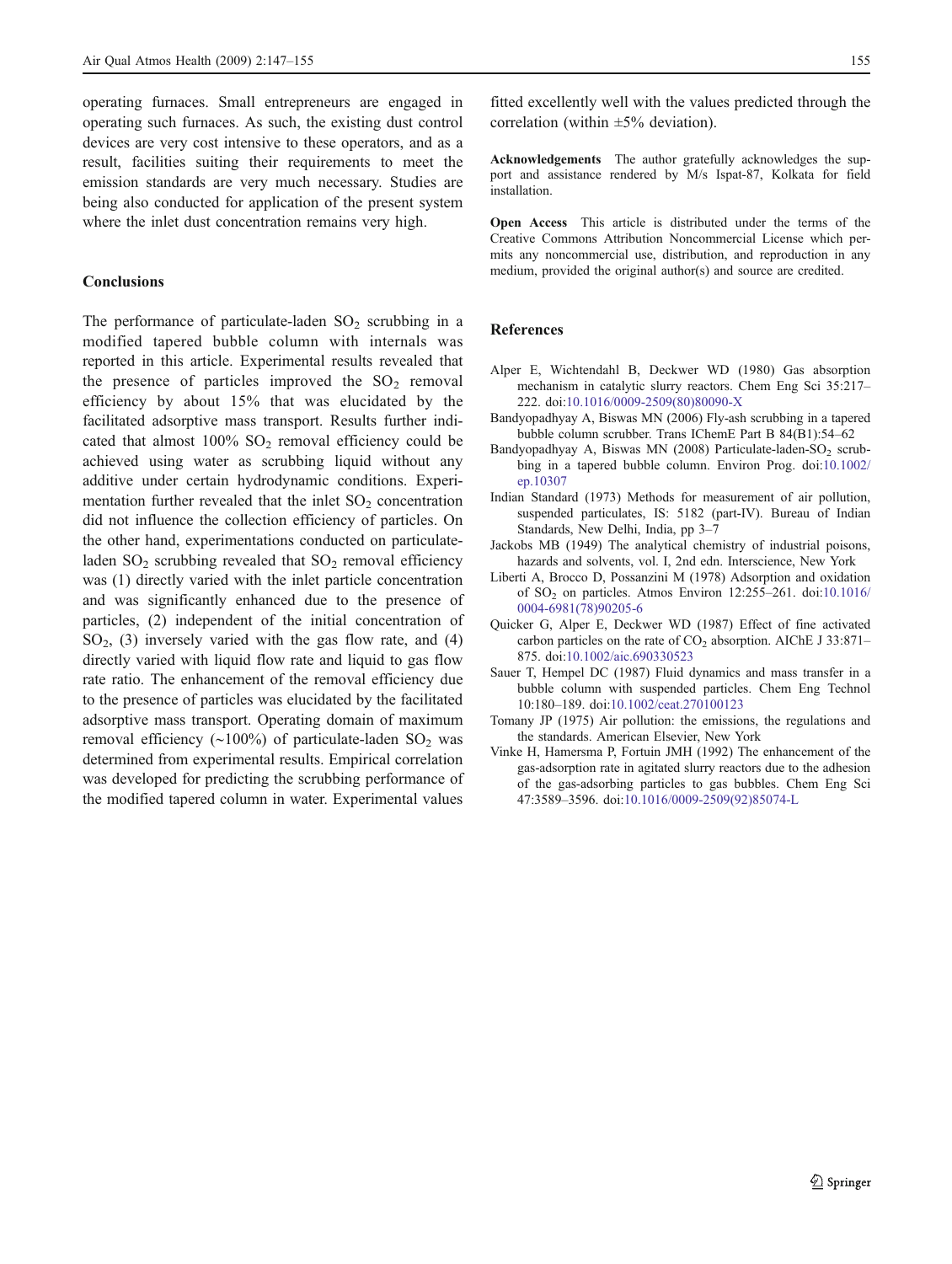operating furnaces. Small entrepreneurs are engaged in operating such furnaces. As such, the existing dust control devices are very cost intensive to these operators, and as a result, facilities suiting their requirements to meet the emission standards are very much necessary. Studies are being also conducted for application of the present system where the inlet dust concentration remains very high.

## Conclusions

The performance of particulate-laden $SO_2$ scrubbing in a modified tapered bubble column with internals was reported in this article. Experimental results revealed that the presence of particles improved the $SO_2$ removal efficiency by about 15% that was elucidated by the facilitated adsorptive mass transport. Results further indicated that almost 100% $SO_2$ removal efficiency could be achieved using water as scrubbing liquid without any additive under certain hydrodynamic conditions. Experimentation further revealed that the inlet $SO_2$ concentration did not influence the collection efficiency of particles. On the other hand, experimentations conducted on particulate-laden $SO_2$ scrubbing revealed that $SO_2$ removal efficiency was (1) directly varied with the inlet particle concentration and was significantly enhanced due to the presence of particles, (2) independent of the initial concentration of $SO_2$, (3) inversely varied with the gas flow rate, and (4) directly varied with liquid flow rate and liquid to gas flow rate ratio. The enhancement of the removal efficiency due to the presence of particles was elucidated by the facilitated adsorptive mass transport. Operating domain of maximum removal efficiency (~100%) of particulate-laden $SO_2$ was determined from experimental results. Empirical correlation was developed for predicting the scrubbing performance of the modified tapered column in water. Experimental values fitted excellently well with the values predicted through the correlation (within ±5% deviation).

**Acknowledgements** The author gratefully acknowledges the support and assistance rendered by M/s Ispat-87, Kolkata for field installation.

**Open Access** This article is distributed under the terms of the Creative Commons Attribution Noncommercial License which permits any noncommercial use, distribution, and reproduction in any medium, provided the original author(s) and source are credited.

## References

Alper E, Wichtendahl B, Deckwer WD (1980) Gas absorption mechanism in catalytic slurry reactors. Chem Eng Sci 35:217–222. doi:10.1016/0009-2509(80)80090-X

Bandyopadhyay A, Biswas MN (2006) Fly-ash scrubbing in a tapered bubble column scrubber. Trans IChemE Part B 84(B1):54–62

Bandyopadhyay A, Biswas MN (2008) Particulate-laden-$SO_2$ scrubbing in a tapered bubble column. Environ Prog. doi:10.1002/ep.10307

Indian Standard (1973) Methods for measurement of air pollution, suspended particulates, IS: 5182 (part-IV). Bureau of Indian Standards, New Delhi, India, pp 3–7

Jackobs MB (1949) The analytical chemistry of industrial poisons, hazards and solvents, vol. I, 2nd edn. Interscience, New York

Liberti A, Brocco D, Possanzini M (1978) Adsorption and oxidation of $SO_2$ on particles. Atmos Environ 12:255–261. doi:10.1016/0004-6981(78)90205-6

Quicker G, Alper E, Deckwer WD (1987) Effect of fine activated carbon particles on the rate of $CO_2$ absorption. AIChE J 33:871–875. doi:10.1002/aic.690330523

Sauer T, Hempel DC (1987) Fluid dynamics and mass transfer in a bubble column with suspended particles. Chem Eng Technol 10:180–189. doi:10.1002/ceat.270100123

Tomany JP (1975) Air pollution: the emissions, the regulations and the standards. American Elsevier, New York

Vinke H, Hamersma P, Fortuin JMH (1992) The enhancement of the gas-adsorption rate in agitated slurry reactors due to the adhesion of the gas-adsorbing particles to gas bubbles. Chem Eng Sci 47:3589–3596. doi:10.1016/0009-2509(92)85074-L